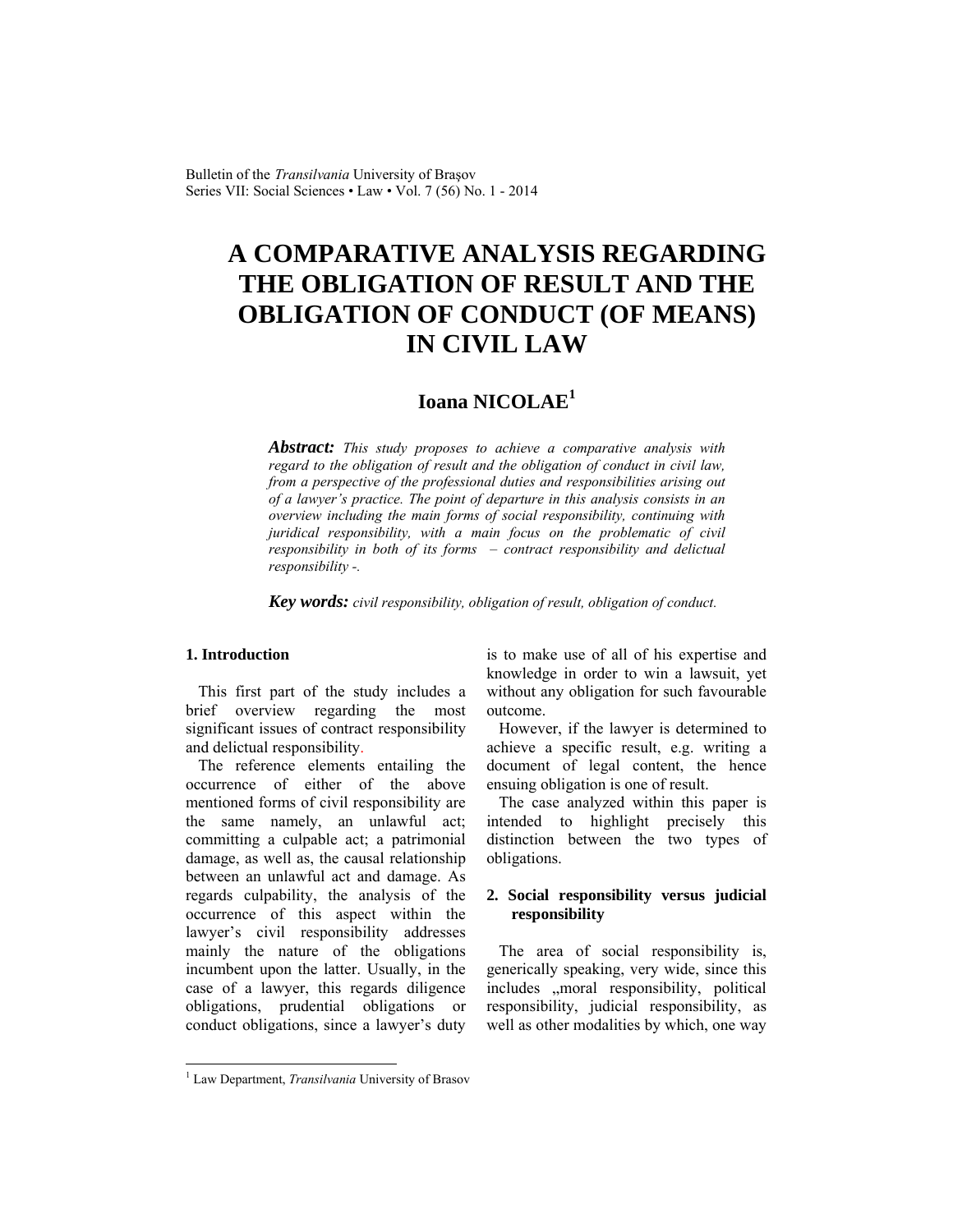# A COMPARATIVE ANALYSIS REGARDING THE OBLIGATION OF RESULT AND THE OBLIGATION OF CONDUCT (OF MEANS) IN CIVIL LAW

## Ioana NICOLAE[1]

***Abstract:*** *This study proposes to achieve a comparative analysis with regard to the obligation of result and the obligation of conduct in civil law, from a perspective of the professional duties and responsibilities arising out of a lawyer's practice. The point of departure in this analysis consists in an overview including the main forms of social responsibility, continuing with juridical responsibility, with a main focus on the problematic of civil responsibility in both of its forms – contract responsibility and delictual responsibility -.*

***Key words:*** *civil responsibility, obligation of result, obligation of conduct.*

### 1. Introduction

This first part of the study includes a brief overview regarding the most significant issues of contract responsibility and delictual responsibility.

The reference elements entailing the occurrence of either of the above mentioned forms of civil responsibility are the same namely, an unlawful act; committing a culpable act; a patrimonial damage, as well as, the causal relationship between an unlawful act and damage. As regards culpability, the analysis of the occurrence of this aspect within the lawyer's civil responsibility addresses mainly the nature of the obligations incumbent upon the latter. Usually, in the case of a lawyer, this regards diligence obligations, prudential obligations or conduct obligations, since a lawyer's duty is to make use of all of his expertise and knowledge in order to win a lawsuit, yet without any obligation for such favourable outcome.

However, if the lawyer is determined to achieve a specific result, e.g. writing a document of legal content, the hence ensuing obligation is one of result.

The case analyzed within this paper is intended to highlight precisely this distinction between the two types of obligations.

### 2. Social responsibility versus judicial responsibility

The area of social responsibility is, generically speaking, very wide, since this includes „moral responsibility, political responsibility, judicial responsibility, as well as other modalities by which, one way

---

[1] Law Department, *Transilvania* University of Brasov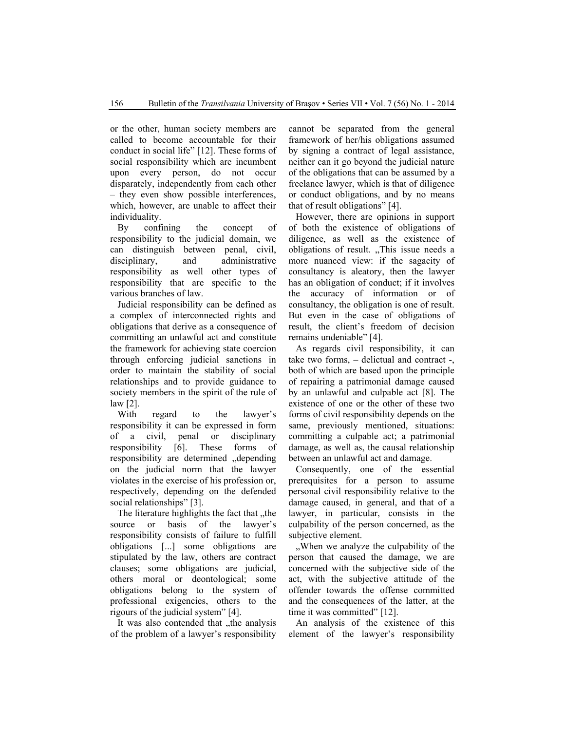or the other, human society members are called to become accountable for their conduct in social life" [12]. These forms of social responsibility which are incumbent upon every person, do not occur disparately, independently from each other – they even show possible interferences, which, however, are unable to affect their individuality.

By confining the concept of responsibility to the judicial domain, we can distinguish between penal, civil, disciplinary, and administrative responsibility as well other types of responsibility that are specific to the various branches of law.

Judicial responsibility can be defined as a complex of interconnected rights and obligations that derive as a consequence of committing an unlawful act and constitute the framework for achieving state coercion through enforcing judicial sanctions in order to maintain the stability of social relationships and to provide guidance to society members in the spirit of the rule of law [2].

With regard to the lawyer's responsibility it can be expressed in form of a civil, penal or disciplinary responsibility [6]. These forms of responsibility are determined „depending on the judicial norm that the lawyer violates in the exercise of his profession or, respectively, depending on the defended social relationships" [3].

The literature highlights the fact that „the source or basis of the lawyer's responsibility consists of failure to fulfill obligations [...] some obligations are stipulated by the law, others are contract clauses; some obligations are judicial, others moral or deontological; some obligations belong to the system of professional exigencies, others to the rigours of the judicial system" [4].

It was also contended that „the analysis of the problem of a lawyer's responsibility cannot be separated from the general framework of her/his obligations assumed by signing a contract of legal assistance, neither can it go beyond the judicial nature of the obligations that can be assumed by a freelance lawyer, which is that of diligence or conduct obligations, and by no means that of result obligations" [4].

However, there are opinions in support of both the existence of obligations of diligence, as well as the existence of obligations of result. „This issue needs a more nuanced view: if the sagacity of consultancy is aleatory, then the lawyer has an obligation of conduct; if it involves the accuracy of information or of consultancy, the obligation is one of result. But even in the case of obligations of result, the client's freedom of decision remains undeniable" [4].

As regards civil responsibility, it can take two forms, – delictual and contract -, both of which are based upon the principle of repairing a patrimonial damage caused by an unlawful and culpable act [8]. The existence of one or the other of these two forms of civil responsibility depends on the same, previously mentioned, situations: committing a culpable act; a patrimonial damage, as well as, the causal relationship between an unlawful act and damage.

Consequently, one of the essential prerequisites for a person to assume personal civil responsibility relative to the damage caused, in general, and that of a lawyer, in particular, consists in the culpability of the person concerned, as the subjective element.

„When we analyze the culpability of the person that caused the damage, we are concerned with the subjective side of the act, with the subjective attitude of the offender towards the offense committed and the consequences of the latter, at the time it was committed" [12].

An analysis of the existence of this element of the lawyer's responsibility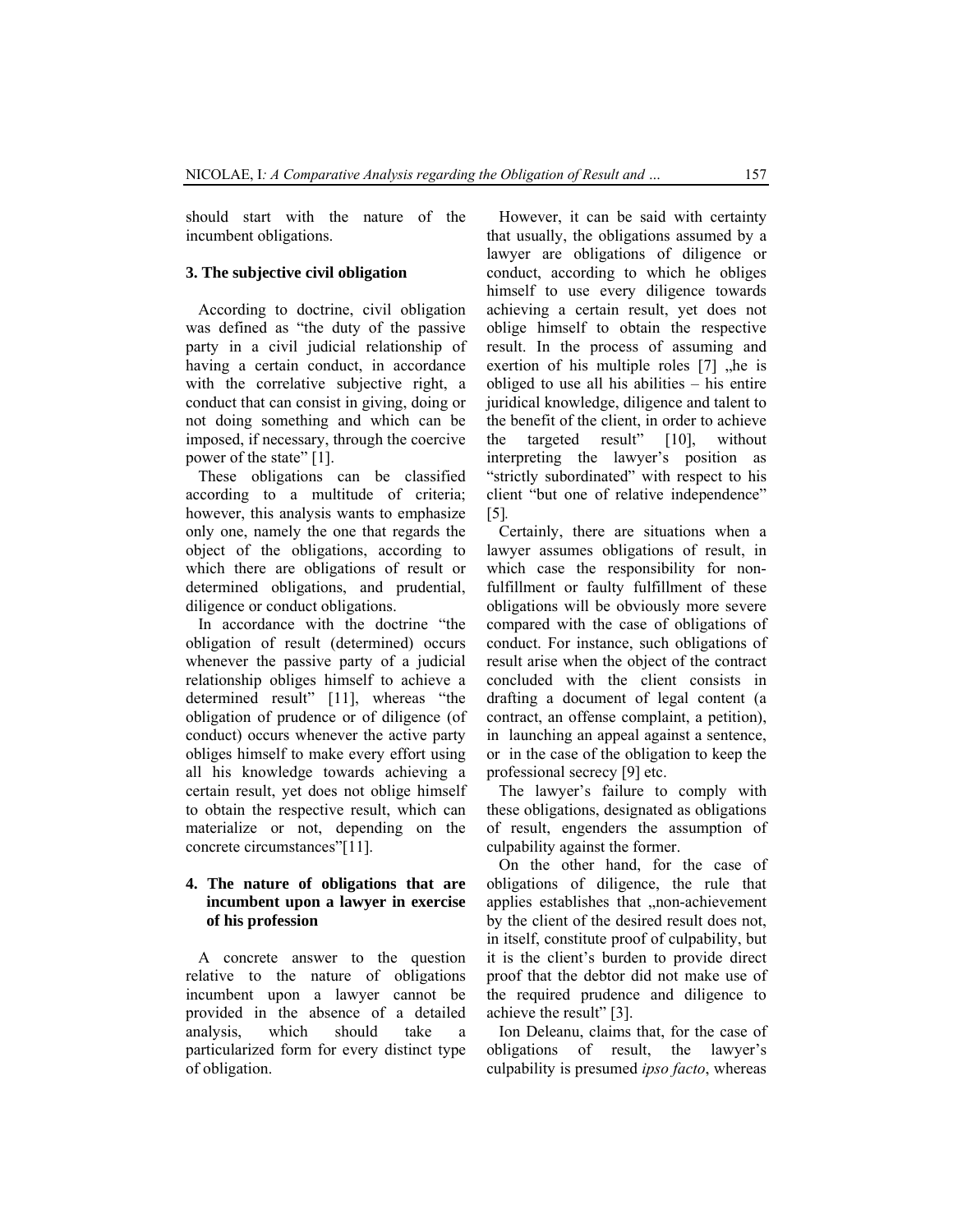should start with the nature of the incumbent obligations.

## 3. The subjective civil obligation

According to doctrine, civil obligation was defined as "the duty of the passive party in a civil judicial relationship of having a certain conduct, in accordance with the correlative subjective right, a conduct that can consist in giving, doing or not doing something and which can be imposed, if necessary, through the coercive power of the state" [1].

These obligations can be classified according to a multitude of criteria; however, this analysis wants to emphasize only one, namely the one that regards the object of the obligations, according to which there are obligations of result or determined obligations, and prudential, diligence or conduct obligations.

In accordance with the doctrine "the obligation of result (determined) occurs whenever the passive party of a judicial relationship obliges himself to achieve a determined result" [11], whereas "the obligation of prudence or of diligence (of conduct) occurs whenever the active party obliges himself to make every effort using all his knowledge towards achieving a certain result, yet does not oblige himself to obtain the respective result, which can materialize or not, depending on the concrete circumstances"[11].

## 4. The nature of obligations that are incumbent upon a lawyer in exercise of his profession

A concrete answer to the question relative to the nature of obligations incumbent upon a lawyer cannot be provided in the absence of a detailed analysis, which should take a particularized form for every distinct type of obligation.

However, it can be said with certainty that usually, the obligations assumed by a lawyer are obligations of diligence or conduct, according to which he obliges himself to use every diligence towards achieving a certain result, yet does not oblige himself to obtain the respective result. In the process of assuming and exertion of his multiple roles [7] „he is obliged to use all his abilities – his entire juridical knowledge, diligence and talent to the benefit of the client, in order to achieve the targeted result" [10], without interpreting the lawyer's position as "strictly subordinated" with respect to his client "but one of relative independence" [5].

Certainly, there are situations when a lawyer assumes obligations of result, in which case the responsibility for non-fulfillment or faulty fulfillment of these obligations will be obviously more severe compared with the case of obligations of conduct. For instance, such obligations of result arise when the object of the contract concluded with the client consists in drafting a document of legal content (a contract, an offense complaint, a petition), in launching an appeal against a sentence, or in the case of the obligation to keep the professional secrecy [9] etc.

The lawyer's failure to comply with these obligations, designated as obligations of result, engenders the assumption of culpability against the former.

On the other hand, for the case of obligations of diligence, the rule that applies establishes that „non-achievement by the client of the desired result does not, in itself, constitute proof of culpability, but it is the client's burden to provide direct proof that the debtor did not make use of the required prudence and diligence to achieve the result" [3].

Ion Deleanu, claims that, for the case of obligations of result, the lawyer's culpability is presumed *ipso facto*, whereas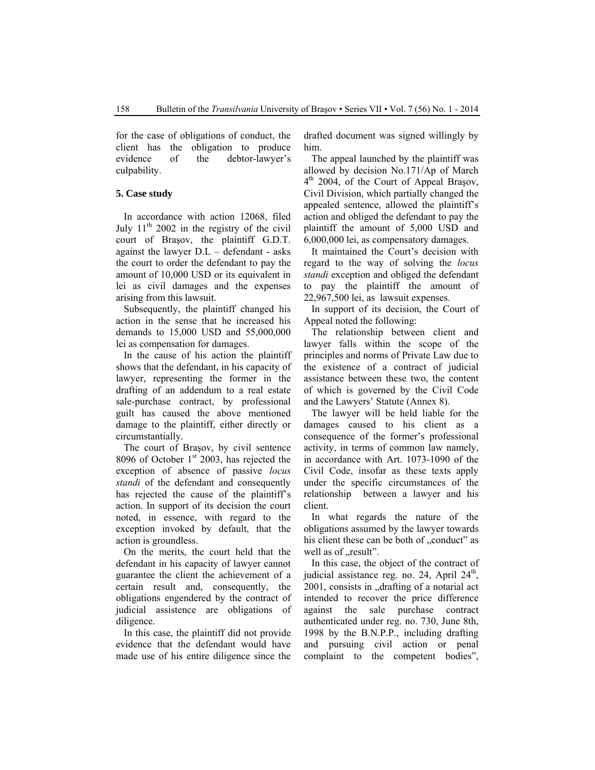for the case of obligations of conduct, the client has the obligation to produce evidence of the debtor-lawyer's culpability.

## 5. Case study

In accordance with action 12068, filed July 11th 2002 in the registry of the civil court of Braşov, the plaintiff G.D.T. against the lawyer D.L – defendant - asks the court to order the defendant to pay the amount of 10,000 USD or its equivalent in lei as civil damages and the expenses arising from this lawsuit.

Subsequently, the plaintiff changed his action in the sense that he increased his demands to 15,000 USD and 55,000,000 lei as compensation for damages.

In the cause of his action the plaintiff shows that the defendant, in his capacity of lawyer, representing the former in the drafting of an addendum to a real estate sale-purchase contract, by professional guilt has caused the above mentioned damage to the plaintiff, either directly or circumstantially.

The court of Braşov, by civil sentence 8096 of October 1st 2003, has rejected the exception of absence of passive *locus standi* of the defendant and consequently has rejected the cause of the plaintiff's action. In support of its decision the court noted, in essence, with regard to the exception invoked by default, that the action is groundless.

On the merits, the court held that the defendant in his capacity of lawyer cannot guarantee the client the achievement of a certain result and, consequently, the obligations engendered by the contract of judicial assistence are obligations of diligence.

In this case, the plaintiff did not provide evidence that the defendant would have made use of his entire diligence since the drafted document was signed willingly by him.

The appeal launched by the plaintiff was allowed by decision No.171/Ap of March 4th 2004, of the Court of Appeal Braşov, Civil Division, which partially changed the appealed sentence, allowed the plaintiff's action and obliged the defendant to pay the plaintiff the amount of 5,000 USD and 6,000,000 lei, as compensatory damages.

It maintained the Court's decision with regard to the way of solving the *locus standi* exception and obliged the defendant to pay the plaintiff the amount of 22,967,500 lei, as lawsuit expenses.

In support of its decision, the Court of Appeal noted the following:

The relationship between client and lawyer falls within the scope of the principles and norms of Private Law due to the existence of a contract of judicial assistance between these two, the content of which is governed by the Civil Code and the Lawyers' Statute (Annex 8).

The lawyer will be held liable for the damages caused to his client as a consequence of the former's professional activity, in terms of common law namely, in accordance with Art. 1073-1090 of the Civil Code, insofar as these texts apply under the specific circumstances of the relationship between a lawyer and his client.

In what regards the nature of the obligations assumed by the lawyer towards his client these can be both of „conduct" as well as of „result".

In this case, the object of the contract of judicial assistance reg. no. 24, April 24th, 2001, consists in „drafting of a notarial act intended to recover the price difference against the sale purchase contract authenticated under reg. no. 730, June 8th, 1998 by the B.N.P.P., including drafting and pursuing civil action or penal complaint to the competent bodies",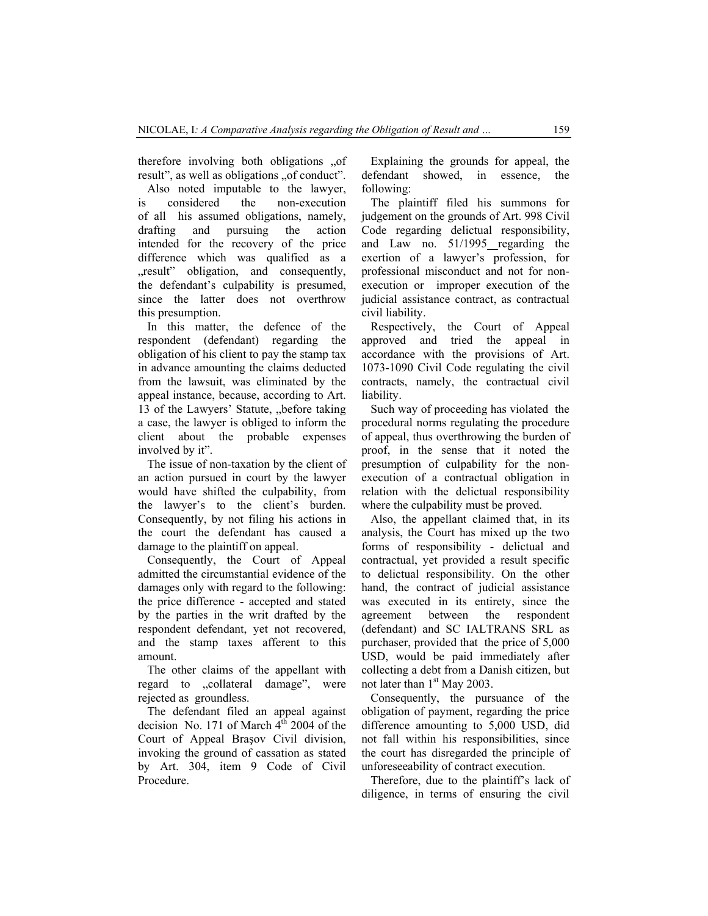therefore involving both obligations „of result", as well as obligations „of conduct".

Also noted imputable to the lawyer, is considered the non-execution of all his assumed obligations, namely, drafting and pursuing the action intended for the recovery of the price difference which was qualified as a „result" obligation, and consequently, the defendant's culpability is presumed, since the latter does not overthrow this presumption.

In this matter, the defence of the respondent (defendant) regarding the obligation of his client to pay the stamp tax in advance amounting the claims deducted from the lawsuit, was eliminated by the appeal instance, because, according to Art. 13 of the Lawyers' Statute, „before taking a case, the lawyer is obliged to inform the client about the probable expenses involved by it".

The issue of non-taxation by the client of an action pursued in court by the lawyer would have shifted the culpability, from the lawyer's to the client's burden. Consequently, by not filing his actions in the court the defendant has caused a damage to the plaintiff on appeal.

Consequently, the Court of Appeal admitted the circumstantial evidence of the damages only with regard to the following: the price difference - accepted and stated by the parties in the writ drafted by the respondent defendant, yet not recovered, and the stamp taxes afferent to this amount.

The other claims of the appellant with regard to „collateral damage", were rejected as groundless.

The defendant filed an appeal against decision No. 171 of March 4th 2004 of the Court of Appeal Braşov Civil division, invoking the ground of cassation as stated by Art. 304, item 9 Code of Civil Procedure.

Explaining the grounds for appeal, the defendant showed, in essence, the following:

The plaintiff filed his summons for judgement on the grounds of Art. 998 Civil Code regarding delictual responsibility, and Law no. 51/1995 regarding the exertion of a lawyer's profession, for professional misconduct and not for non-execution or improper execution of the judicial assistance contract, as contractual civil liability.

Respectively, the Court of Appeal approved and tried the appeal in accordance with the provisions of Art. 1073-1090 Civil Code regulating the civil contracts, namely, the contractual civil liability.

Such way of proceeding has violated the procedural norms regulating the procedure of appeal, thus overthrowing the burden of proof, in the sense that it noted the presumption of culpability for the non-execution of a contractual obligation in relation with the delictual responsibility where the culpability must be proved.

Also, the appellant claimed that, in its analysis, the Court has mixed up the two forms of responsibility - delictual and contractual, yet provided a result specific to delictual responsibility. On the other hand, the contract of judicial assistance was executed in its entirety, since the agreement between the respondent (defendant) and SC IALTRANS SRL as purchaser, provided that the price of 5,000 USD, would be paid immediately after collecting a debt from a Danish citizen, but not later than 1st May 2003.

Consequently, the pursuance of the obligation of payment, regarding the price difference amounting to 5,000 USD, did not fall within his responsibilities, since the court has disregarded the principle of unforeseeability of contract execution.

Therefore, due to the plaintiff's lack of diligence, in terms of ensuring the civil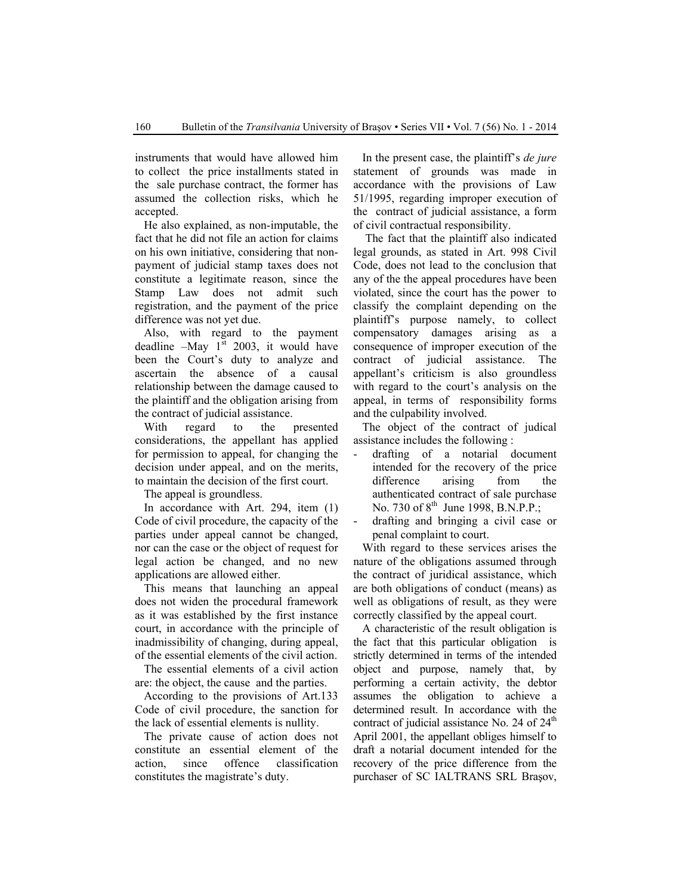instruments that would have allowed him to collect the price installments stated in the sale purchase contract, the former has assumed the collection risks, which he accepted.

He also explained, as non-imputable, the fact that he did not file an action for claims on his own initiative, considering that non-payment of judicial stamp taxes does not constitute a legitimate reason, since the Stamp Law does not admit such registration, and the payment of the price difference was not yet due.

Also, with regard to the payment deadline –May 1st 2003, it would have been the Court's duty to analyze and ascertain the absence of a causal relationship between the damage caused to the plaintiff and the obligation arising from the contract of judicial assistance.

With regard to the presented considerations, the appellant has applied for permission to appeal, for changing the decision under appeal, and on the merits, to maintain the decision of the first court.

The appeal is groundless.

In accordance with Art. 294, item (1) Code of civil procedure, the capacity of the parties under appeal cannot be changed, nor can the case or the object of request for legal action be changed, and no new applications are allowed either.

This means that launching an appeal does not widen the procedural framework as it was established by the first instance court, in accordance with the principle of inadmissibility of changing, during appeal, of the essential elements of the civil action.

The essential elements of a civil action are: the object, the cause and the parties.

According to the provisions of Art.133 Code of civil procedure, the sanction for the lack of essential elements is nullity.

The private cause of action does not constitute an essential element of the action, since offence classification constitutes the magistrate's duty.

In the present case, the plaintiff's *de jure* statement of grounds was made in accordance with the provisions of Law 51/1995, regarding improper execution of the contract of judicial assistance, a form of civil contractual responsibility.

The fact that the plaintiff also indicated legal grounds, as stated in Art. 998 Civil Code, does not lead to the conclusion that any of the the appeal procedures have been violated, since the court has the power to classify the complaint depending on the plaintiff's purpose namely, to collect compensatory damages arising as a consequence of improper execution of the contract of judicial assistance. The appellant's criticism is also groundless with regard to the court's analysis on the appeal, in terms of responsibility forms and the culpability involved.

The object of the contract of judical assistance includes the following :

- drafting of a notarial document intended for the recovery of the price difference arising from the authenticated contract of sale purchase No. 730 of 8th June 1998, B.N.P.P.;
- drafting and bringing a civil case or penal complaint to court.

With regard to these services arises the nature of the obligations assumed through the contract of juridical assistance, which are both obligations of conduct (means) as well as obligations of result, as they were correctly classified by the appeal court.

A characteristic of the result obligation is the fact that this particular obligation is strictly determined in terms of the intended object and purpose, namely that, by performing a certain activity, the debtor assumes the obligation to achieve a determined result. In accordance with the contract of judicial assistance No. 24 of 24th April 2001, the appellant obliges himself to draft a notarial document intended for the recovery of the price difference from the purchaser of SC IALTRANS SRL Braşov,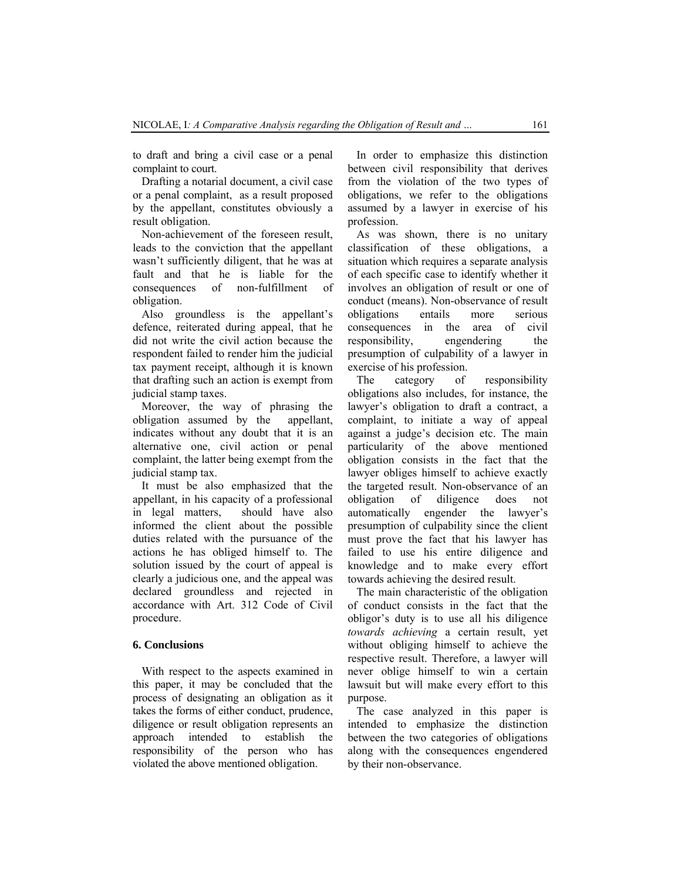to draft and bring a civil case or a penal complaint to court.

Drafting a notarial document, a civil case or a penal complaint, as a result proposed by the appellant, constitutes obviously a result obligation.

Non-achievement of the foreseen result, leads to the conviction that the appellant wasn't sufficiently diligent, that he was at fault and that he is liable for the consequences of non-fulfillment of obligation.

Also groundless is the appellant's defence, reiterated during appeal, that he did not write the civil action because the respondent failed to render him the judicial tax payment receipt, although it is known that drafting such an action is exempt from judicial stamp taxes.

Moreover, the way of phrasing the obligation assumed by the appellant, indicates without any doubt that it is an alternative one, civil action or penal complaint, the latter being exempt from the judicial stamp tax.

It must be also emphasized that the appellant, in his capacity of a professional in legal matters, should have also informed the client about the possible duties related with the pursuance of the actions he has obliged himself to. The solution issued by the court of appeal is clearly a judicious one, and the appeal was declared groundless and rejected in accordance with Art. 312 Code of Civil procedure.

## 6. Conclusions

With respect to the aspects examined in this paper, it may be concluded that the process of designating an obligation as it takes the forms of either conduct, prudence, diligence or result obligation represents an approach intended to establish the responsibility of the person who has violated the above mentioned obligation.

In order to emphasize this distinction between civil responsibility that derives from the violation of the two types of obligations, we refer to the obligations assumed by a lawyer in exercise of his profession.

As was shown, there is no unitary classification of these obligations, a situation which requires a separate analysis of each specific case to identify whether it involves an obligation of result or one of conduct (means). Non-observance of result obligations entails more serious consequences in the area of civil responsibility, engendering the presumption of culpability of a lawyer in exercise of his profession.

The category of responsibility obligations also includes, for instance, the lawyer's obligation to draft a contract, a complaint, to initiate a way of appeal against a judge's decision etc. The main particularity of the above mentioned obligation consists in the fact that the lawyer obliges himself to achieve exactly the targeted result. Non-observance of an obligation of diligence does not automatically engender the lawyer's presumption of culpability since the client must prove the fact that his lawyer has failed to use his entire diligence and knowledge and to make every effort towards achieving the desired result.

The main characteristic of the obligation of conduct consists in the fact that the obligor's duty is to use all his diligence *towards achieving* a certain result, yet without obliging himself to achieve the respective result. Therefore, a lawyer will never oblige himself to win a certain lawsuit but will make every effort to this purpose.

The case analyzed in this paper is intended to emphasize the distinction between the two categories of obligations along with the consequences engendered by their non-observance.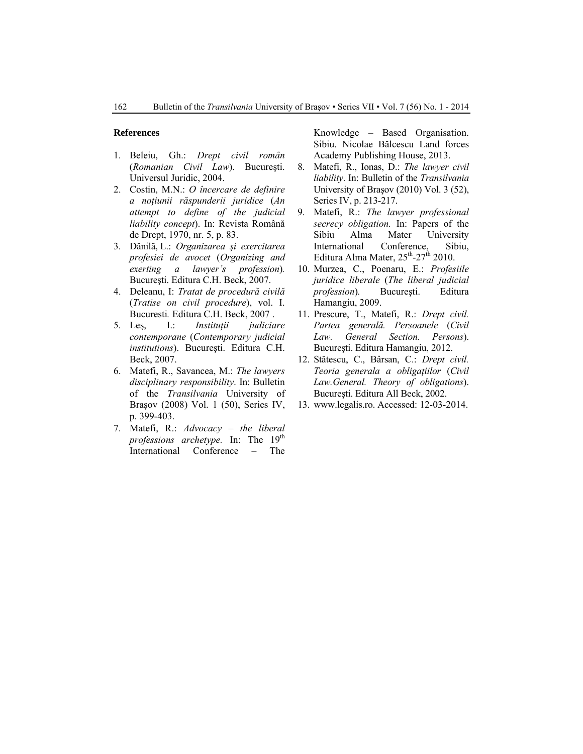## References

1. Beleiu, Gh.: *Drept civil român* (*Romanian Civil Law*). Bucureşti. Universul Juridic, 2004.
2. Costin, M.N.: *O încercare de definire a noțiunii răspunderii juridice* (*An attempt to define of the judicial liability concept*). In: Revista Română de Drept, 1970, nr. 5, p. 83.
3. Dănilă, L.: *Organizarea şi exercitarea profesiei de avocet* (*Organizing and exerting a lawyer's profession*). Bucureşti. Editura C.H. Beck, 2007.
4. Deleanu, I: *Tratat de procedură civilă* (*Tratise on civil procedure*), vol. I. Bucuresti. Editura C.H. Beck, 2007 .
5. Leş, I.: *Instituții judiciare contemporane* (*Contemporary judicial institutions*). Bucureşti. Editura C.H. Beck, 2007.
6. Matefi, R., Savancea, M.: *The lawyers disciplinary responsibility*. In: Bulletin of the *Transilvania* University of Braşov (2008) Vol. 1 (50), Series IV, p. 399-403.
7. Matefi, R.: *Advocacy – the liberal professions archetype.* In: The 19th International Conference – The Knowledge – Based Organisation. Sibiu. Nicolae Bălcescu Land forces Academy Publishing House, 2013.
8. Matefi, R., Ionas, D.: *The lawyer civil liability*. In: Bulletin of the *Transilvania* University of Braşov (2010) Vol. 3 (52), Series IV, p. 213-217.
9. Matefi, R.: *The lawyer professional secrecy obligation.* In: Papers of the Sibiu Alma Mater University International Conference, Sibiu, Editura Alma Mater, 25th-27th 2010.
10. Murzea, C., Poenaru, E.: *Profesiile juridice liberale* (*The liberal judicial profession*). Bucureşti. Editura Hamangiu, 2009.
11. Prescure, T., Matefi, R.: *Drept civil. Partea generală. Persoanele* (*Civil Law. General Section. Persons*). Bucureşti. Editura Hamangiu, 2012.
12. Stătescu, C., Bârsan, C.: *Drept civil. Teoria generala a obligațiilor* (*Civil Law.General. Theory of obligations*). Bucureşti. Editura All Beck, 2002.
13. www.legalis.ro. Accessed: 12-03-2014.